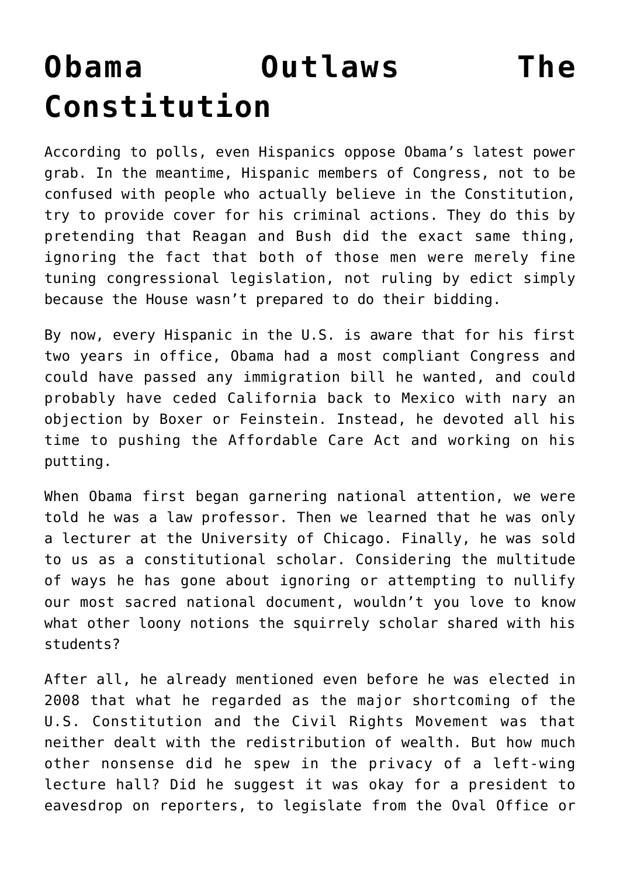# Obama Outlaws The Constitution

According to polls, even Hispanics oppose Obama's latest power grab. In the meantime, Hispanic members of Congress, not to be confused with people who actually believe in the Constitution, try to provide cover for his criminal actions. They do this by pretending that Reagan and Bush did the exact same thing, ignoring the fact that both of those men were merely fine tuning congressional legislation, not ruling by edict simply because the House wasn't prepared to do their bidding.

By now, every Hispanic in the U.S. is aware that for his first two years in office, Obama had a most compliant Congress and could have passed any immigration bill he wanted, and could probably have ceded California back to Mexico with nary an objection by Boxer or Feinstein. Instead, he devoted all his time to pushing the Affordable Care Act and working on his putting.

When Obama first began garnering national attention, we were told he was a law professor. Then we learned that he was only a lecturer at the University of Chicago. Finally, he was sold to us as a constitutional scholar. Considering the multitude of ways he has gone about ignoring or attempting to nullify our most sacred national document, wouldn't you love to know what other loony notions the squirrely scholar shared with his students?

After all, he already mentioned even before he was elected in 2008 that what he regarded as the major shortcoming of the U.S. Constitution and the Civil Rights Movement was that neither dealt with the redistribution of wealth. But how much other nonsense did he spew in the privacy of a left-wing lecture hall? Did he suggest it was okay for a president to eavesdrop on reporters, to legislate from the Oval Office or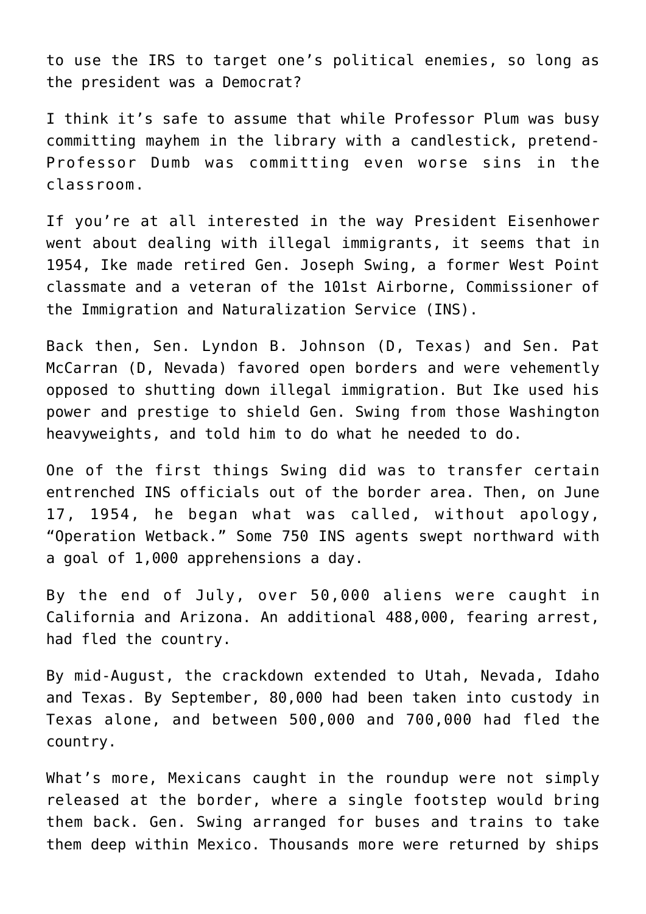to use the IRS to target one's political enemies, so long as the president was a Democrat?

I think it's safe to assume that while Professor Plum was busy committing mayhem in the library with a candlestick, pretend-Professor Dumb was committing even worse sins in the classroom.

If you're at all interested in the way President Eisenhower went about dealing with illegal immigrants, it seems that in 1954, Ike made retired Gen. Joseph Swing, a former West Point classmate and a veteran of the 101st Airborne, Commissioner of the Immigration and Naturalization Service (INS).

Back then, Sen. Lyndon B. Johnson (D, Texas) and Sen. Pat McCarran (D, Nevada) favored open borders and were vehemently opposed to shutting down illegal immigration. But Ike used his power and prestige to shield Gen. Swing from those Washington heavyweights, and told him to do what he needed to do.

One of the first things Swing did was to transfer certain entrenched INS officials out of the border area. Then, on June 17, 1954, he began what was called, without apology, "Operation Wetback." Some 750 INS agents swept northward with a goal of 1,000 apprehensions a day.

By the end of July, over 50,000 aliens were caught in California and Arizona. An additional 488,000, fearing arrest, had fled the country.

By mid-August, the crackdown extended to Utah, Nevada, Idaho and Texas. By September, 80,000 had been taken into custody in Texas alone, and between 500,000 and 700,000 had fled the country.

What's more, Mexicans caught in the roundup were not simply released at the border, where a single footstep would bring them back. Gen. Swing arranged for buses and trains to take them deep within Mexico. Thousands more were returned by ships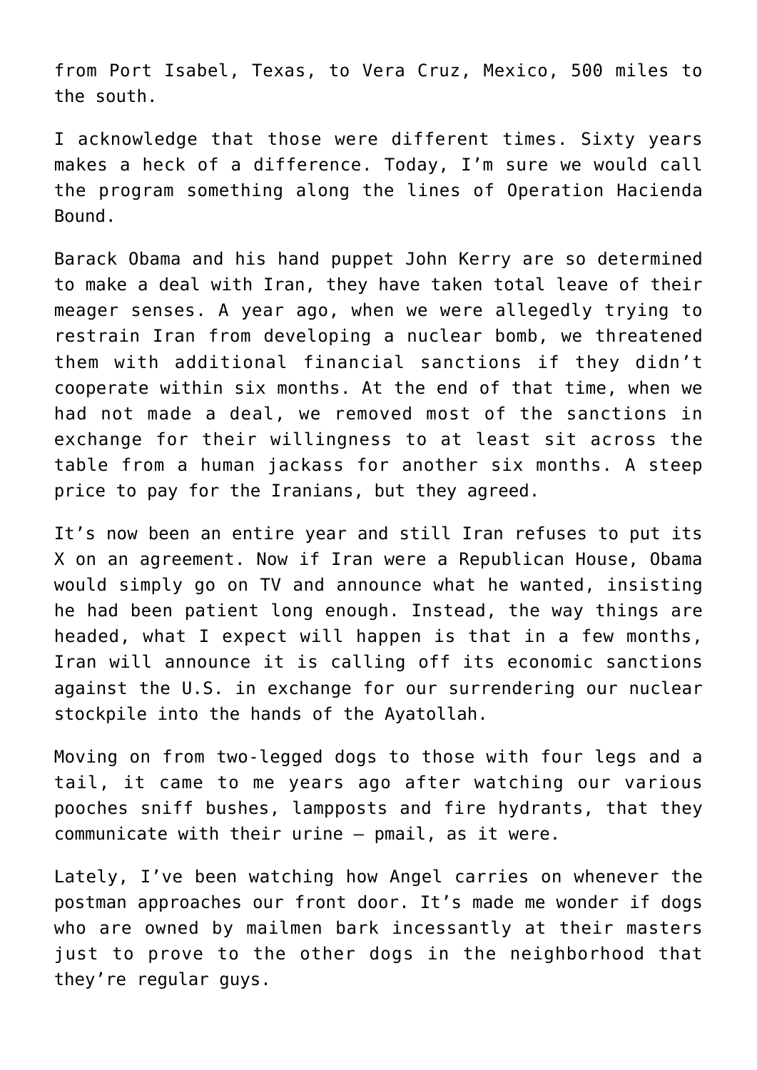from Port Isabel, Texas, to Vera Cruz, Mexico, 500 miles to the south.

I acknowledge that those were different times. Sixty years makes a heck of a difference. Today, I'm sure we would call the program something along the lines of Operation Hacienda Bound.

Barack Obama and his hand puppet John Kerry are so determined to make a deal with Iran, they have taken total leave of their meager senses. A year ago, when we were allegedly trying to restrain Iran from developing a nuclear bomb, we threatened them with additional financial sanctions if they didn't cooperate within six months. At the end of that time, when we had not made a deal, we removed most of the sanctions in exchange for their willingness to at least sit across the table from a human jackass for another six months. A steep price to pay for the Iranians, but they agreed.

It's now been an entire year and still Iran refuses to put its X on an agreement. Now if Iran were a Republican House, Obama would simply go on TV and announce what he wanted, insisting he had been patient long enough. Instead, the way things are headed, what I expect will happen is that in a few months, Iran will announce it is calling off its economic sanctions against the U.S. in exchange for our surrendering our nuclear stockpile into the hands of the Ayatollah.

Moving on from two-legged dogs to those with four legs and a tail, it came to me years ago after watching our various pooches sniff bushes, lampposts and fire hydrants, that they communicate with their urine – pmail, as it were.

Lately, I've been watching how Angel carries on whenever the postman approaches our front door. It's made me wonder if dogs who are owned by mailmen bark incessantly at their masters just to prove to the other dogs in the neighborhood that they're regular guys.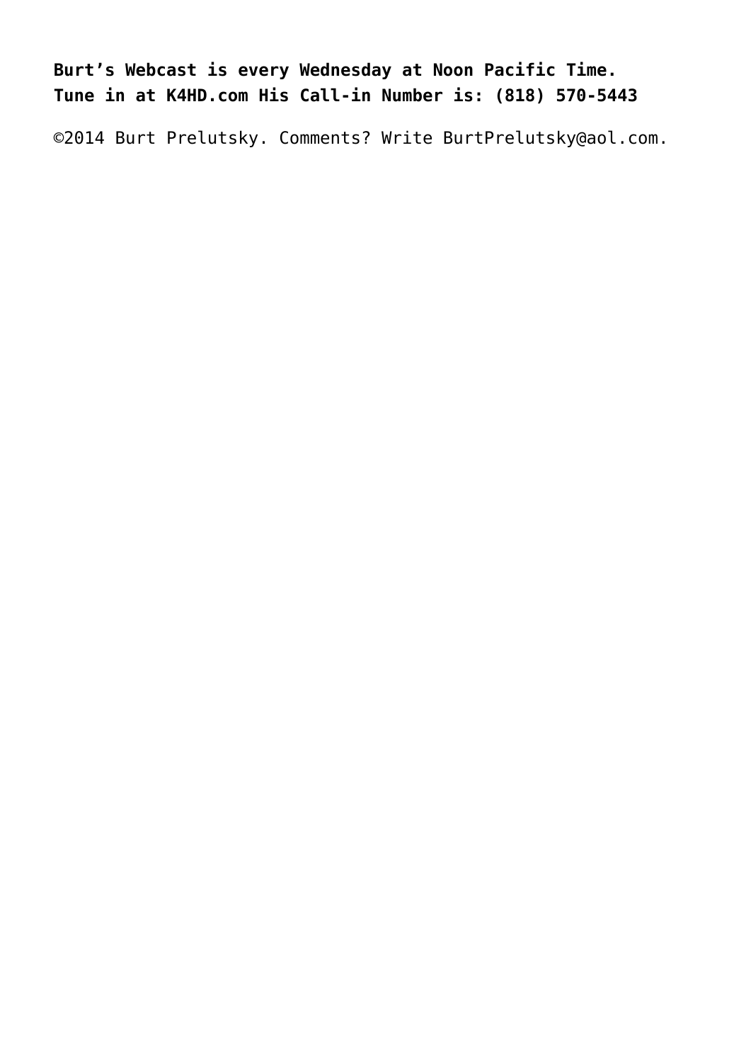**Burt’s Webcast is every Wednesday at Noon Pacific Time. Tune in at K4HD.com His Call-in Number is: (818) 570-5443**

©2014 Burt Prelutsky. Comments? Write BurtPrelutsky@aol.com.